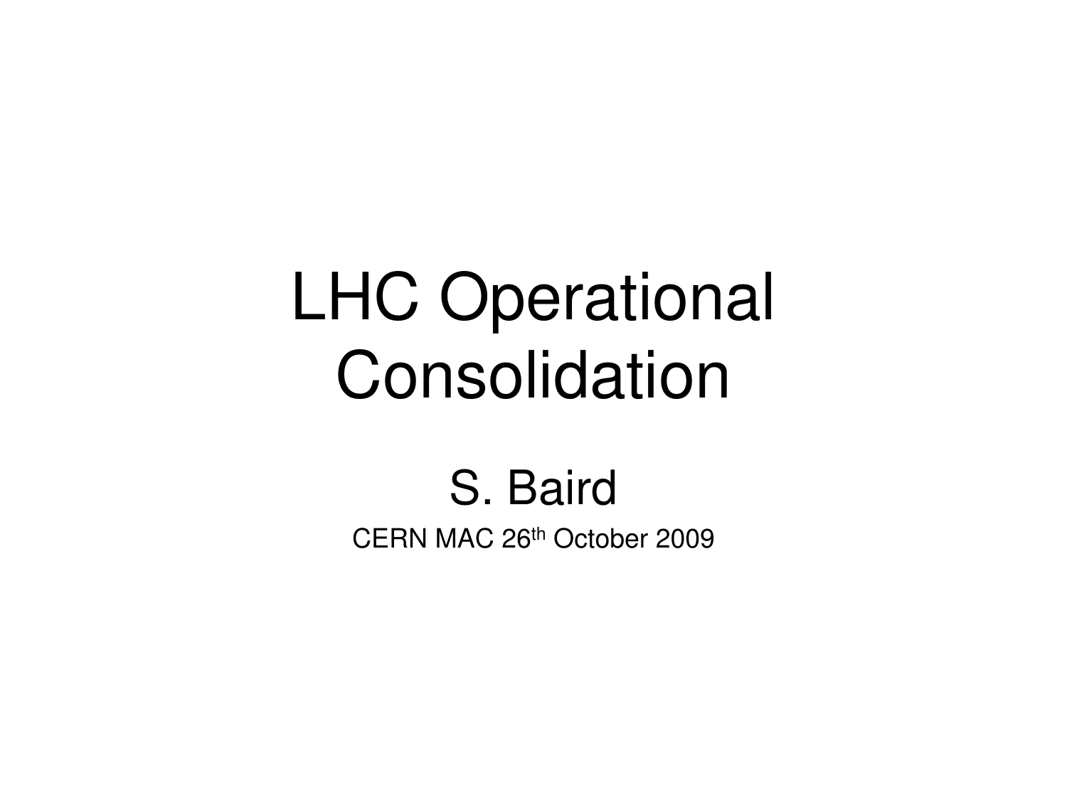# LHC Operational Consolidation

S. Baird

CERN MAC 26th October 2009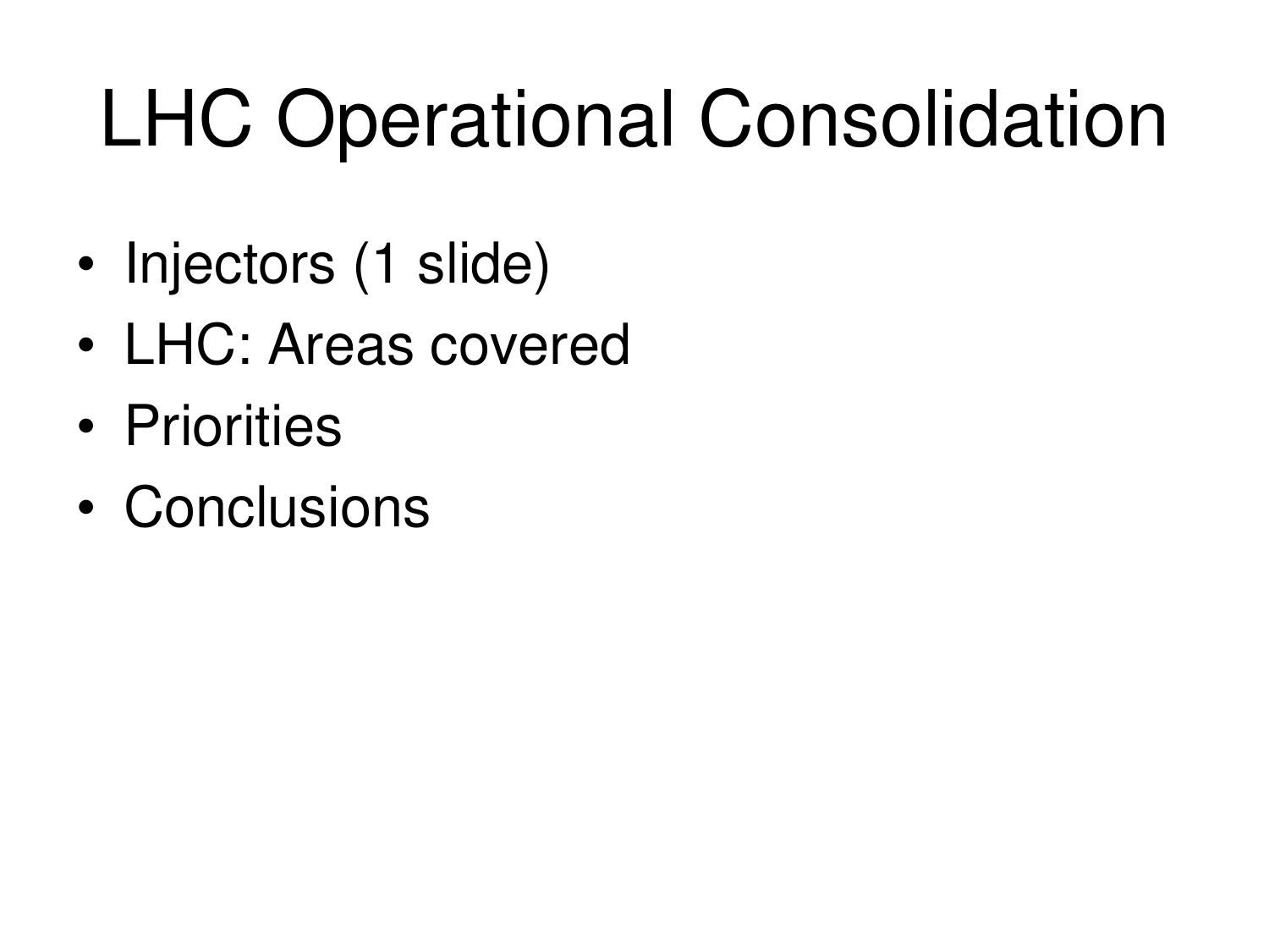# LHC Operational Consolidation

- Injectors (1 slide)
- LHC: Areas covered
- Priorities
- Conclusions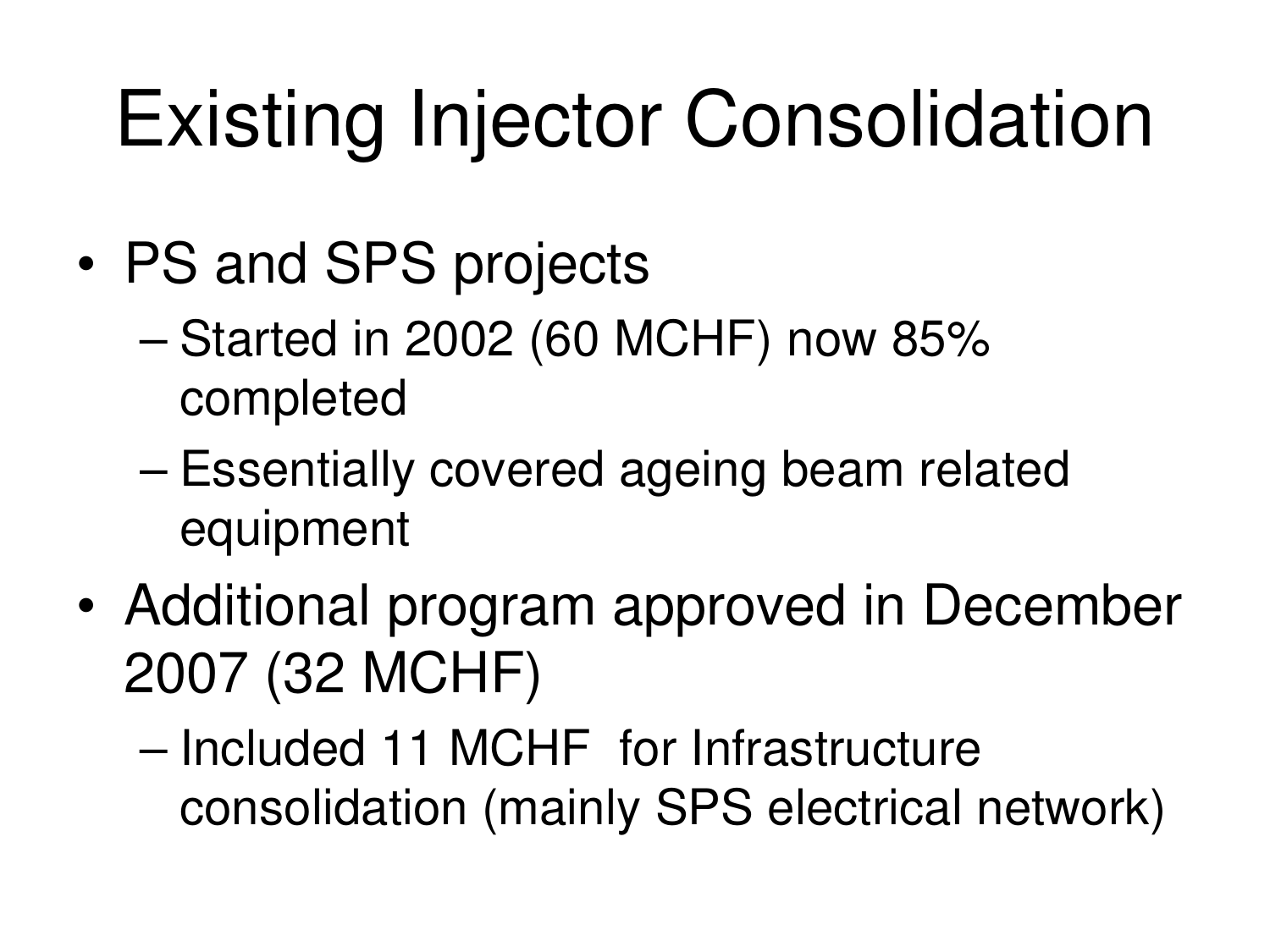# Existing Injector Consolidation

- PS and SPS projects
  - Started in 2002 (60 MCHF) now 85% completed
  - Essentially covered ageing beam related equipment
- Additional program approved in December 2007 (32 MCHF)
  - Included 11 MCHF for Infrastructure consolidation (mainly SPS electrical network)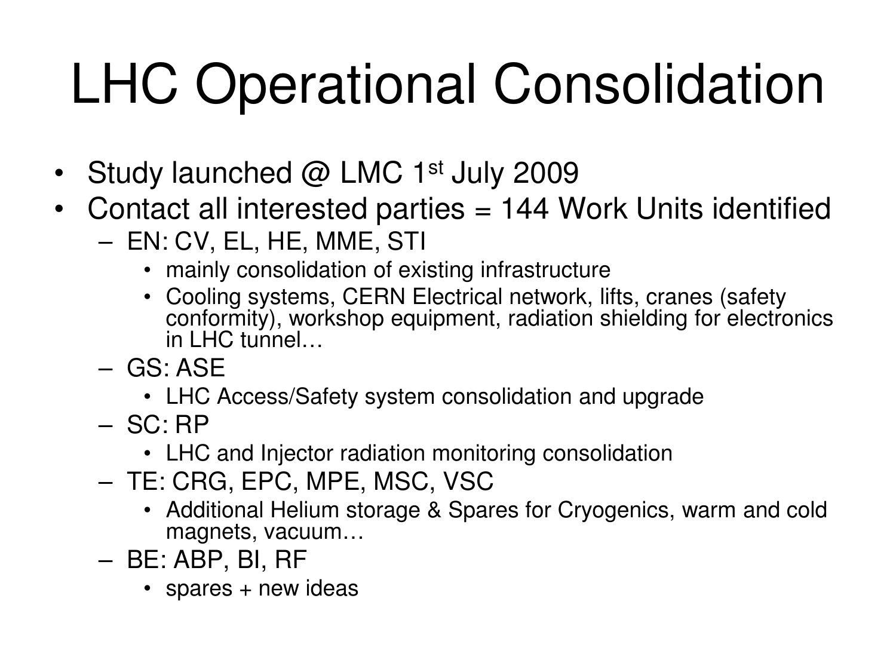# LHC Operational Consolidation

- Study launched @ LMC 1st July 2009
- Contact all interested parties = 144 Work Units identified
  - EN: CV, EL, HE, MME, STI
    - mainly consolidation of existing infrastructure
    - Cooling systems, CERN Electrical network, lifts, cranes (safety conformity), workshop equipment, radiation shielding for electronics in LHC tunnel…
  - GS: ASE
    - LHC Access/Safety system consolidation and upgrade
  - SC: RP
    - LHC and Injector radiation monitoring consolidation
  - TE: CRG, EPC, MPE, MSC, VSC
    - Additional Helium storage & Spares for Cryogenics, warm and cold magnets, vacuum…
  - BE: ABP, BI, RF
    - spares + new ideas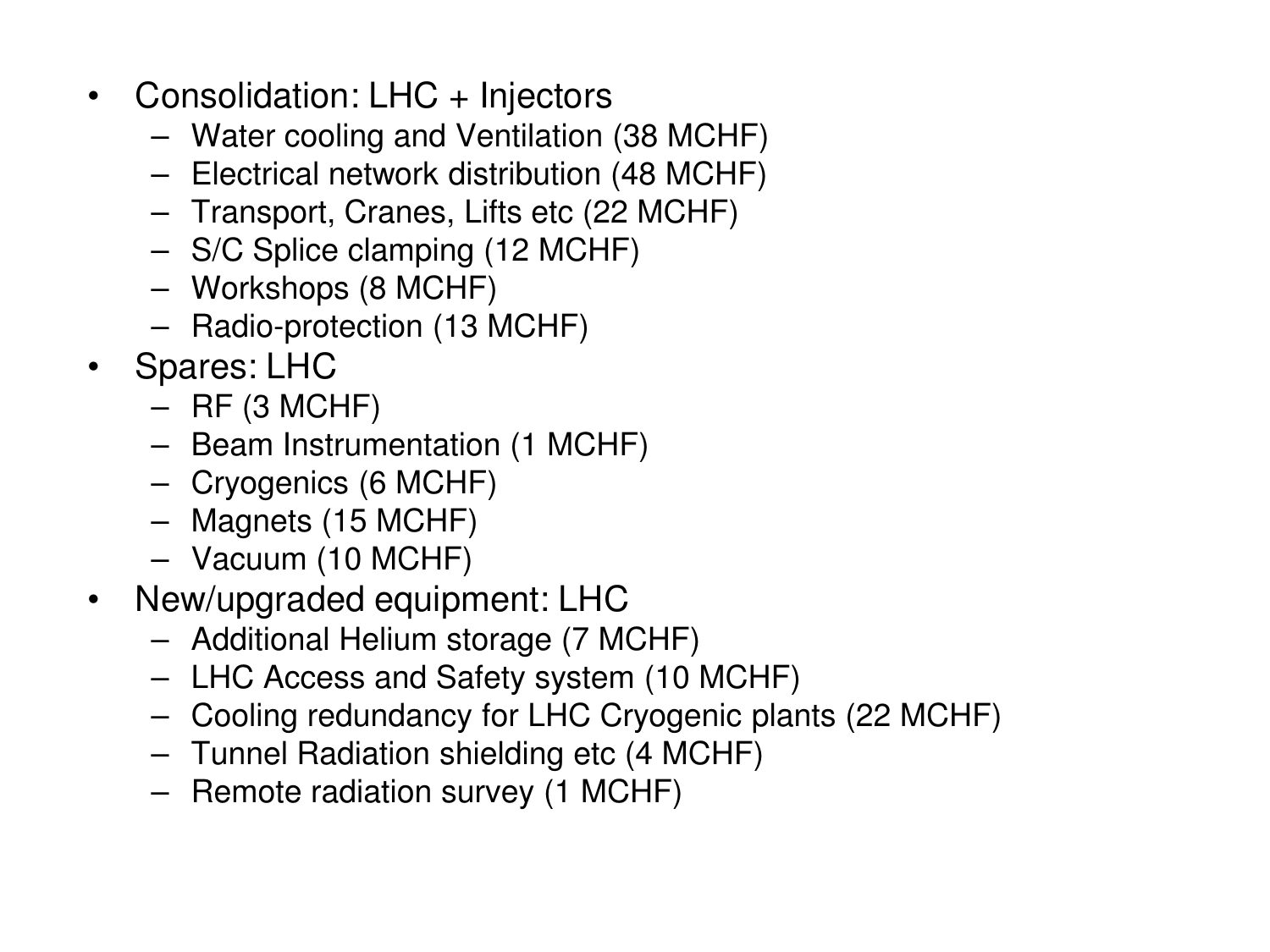- Consolidation: LHC + Injectors
  - Water cooling and Ventilation (38 MCHF)
  - Electrical network distribution (48 MCHF)
  - Transport, Cranes, Lifts etc (22 MCHF)
  - S/C Splice clamping (12 MCHF)
  - Workshops (8 MCHF)
  - Radio-protection (13 MCHF)
- Spares: LHC
  - RF (3 MCHF)
  - Beam Instrumentation (1 MCHF)
  - Cryogenics (6 MCHF)
  - Magnets (15 MCHF)
  - Vacuum (10 MCHF)
- New/upgraded equipment: LHC
  - Additional Helium storage (7 MCHF)
  - LHC Access and Safety system (10 MCHF)
  - Cooling redundancy for LHC Cryogenic plants (22 MCHF)
  - Tunnel Radiation shielding etc (4 MCHF)
  - Remote radiation survey (1 MCHF)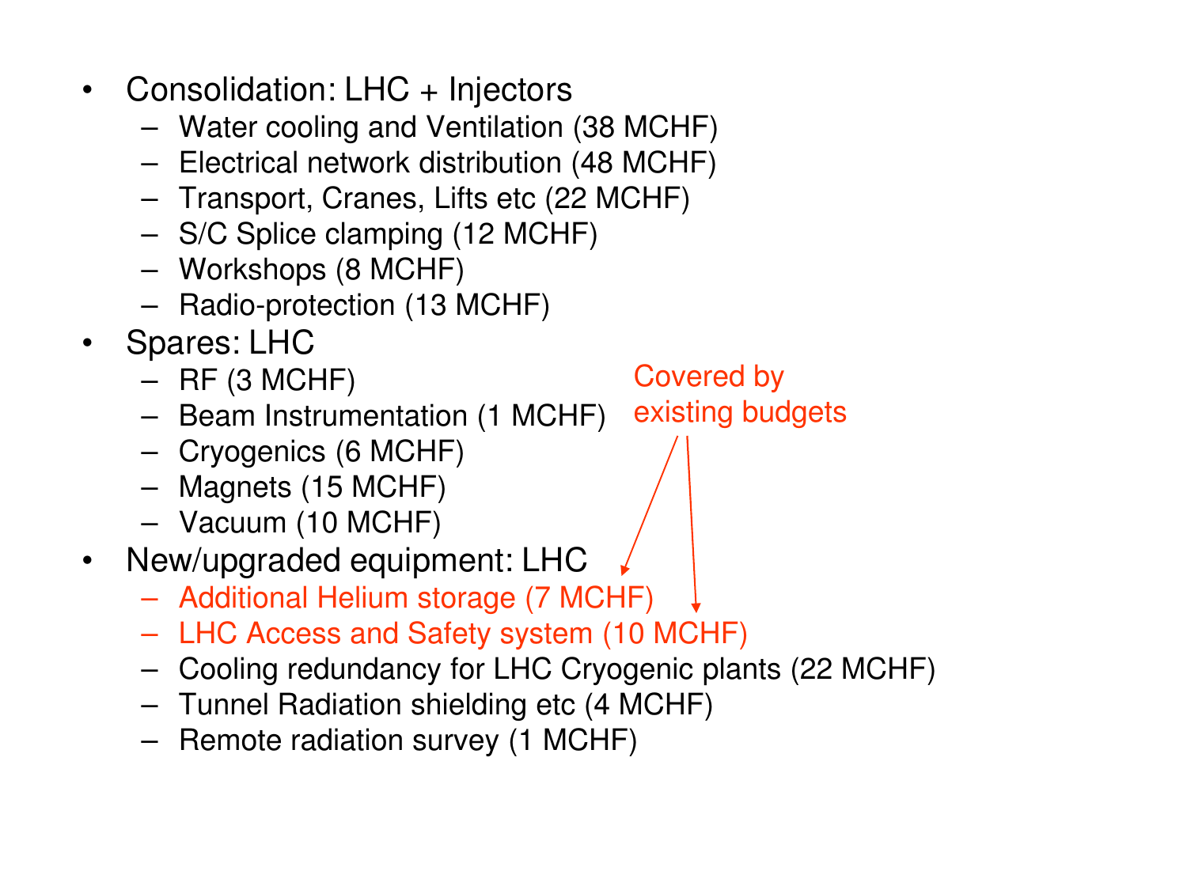- Consolidation: LHC + Injectors
  - Water cooling and Ventilation (38 MCHF)
  - Electrical network distribution (48 MCHF)
  - Transport, Cranes, Lifts etc (22 MCHF)
  - S/C Splice clamping (12 MCHF)
  - Workshops (8 MCHF)
  - Radio-protection (13 MCHF)
- Spares: LHC
  - RF (3 MCHF)
  - Beam Instrumentation (1 MCHF)
  - Cryogenics (6 MCHF)
  - Magnets (15 MCHF)
  - Vacuum (10 MCHF)
- New/upgraded equipment: LHC
  - Additional Helium storage (7 MCHF)
  - LHC Access and Safety system (10 MCHF)
  - Cooling redundancy for LHC Cryogenic plants (22 MCHF)
  - Tunnel Radiation shielding etc (4 MCHF)
  - Remote radiation survey (1 MCHF)

Covered by existing budgets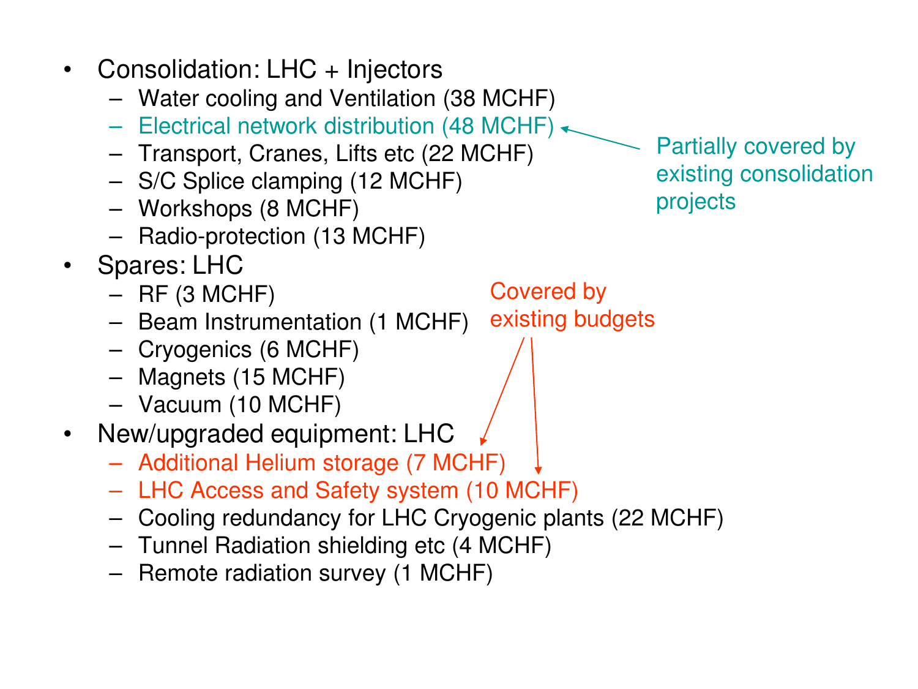- Consolidation: LHC + Injectors
  - Water cooling and Ventilation (38 MCHF)
  - Electrical network distribution (48 MCHF)
  - Transport, Cranes, Lifts etc (22 MCHF)
  - S/C Splice clamping (12 MCHF)
  - Workshops (8 MCHF)
  - Radio-protection (13 MCHF)
- Spares: LHC
  - RF (3 MCHF)
  - Beam Instrumentation (1 MCHF)
  - Cryogenics (6 MCHF)
  - Magnets (15 MCHF)
  - Vacuum (10 MCHF)
- New/upgraded equipment: LHC
  - Additional Helium storage (7 MCHF)
  - LHC Access and Safety system (10 MCHF)
  - Cooling redundancy for LHC Cryogenic plants (22 MCHF)
  - Tunnel Radiation shielding etc (4 MCHF)
  - Remote radiation survey (1 MCHF)

Partially covered by existing consolidation projects

Covered by existing budgets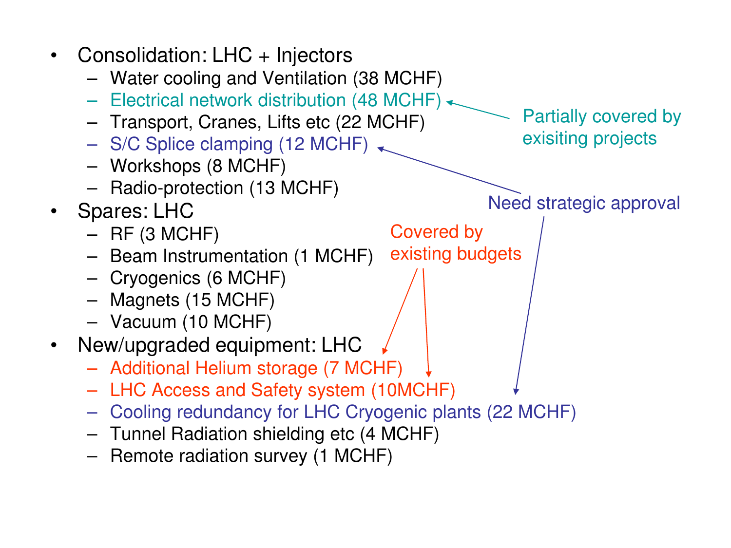- Consolidation: LHC + Injectors
  - Water cooling and Ventilation (38 MCHF)
  - Electrical network distribution (48 MCHF)
  - Transport, Cranes, Lifts etc (22 MCHF)
  - S/C Splice clamping (12 MCHF)
  - Workshops (8 MCHF)
  - Radio-protection (13 MCHF)
- Spares: LHC
  - RF (3 MCHF)
  - Beam Instrumentation (1 MCHF)
  - Cryogenics (6 MCHF)
  - Magnets (15 MCHF)
  - Vacuum (10 MCHF)
- New/upgraded equipment: LHC
  - Additional Helium storage (7 MCHF)
  - LHC Access and Safety system (10MCHF)
  - Cooling redundancy for LHC Cryogenic plants (22 MCHF)
  - Tunnel Radiation shielding etc (4 MCHF)
  - Remote radiation survey (1 MCHF)

Partially covered by exisiting projects

Need strategic approval

Covered by existing budgets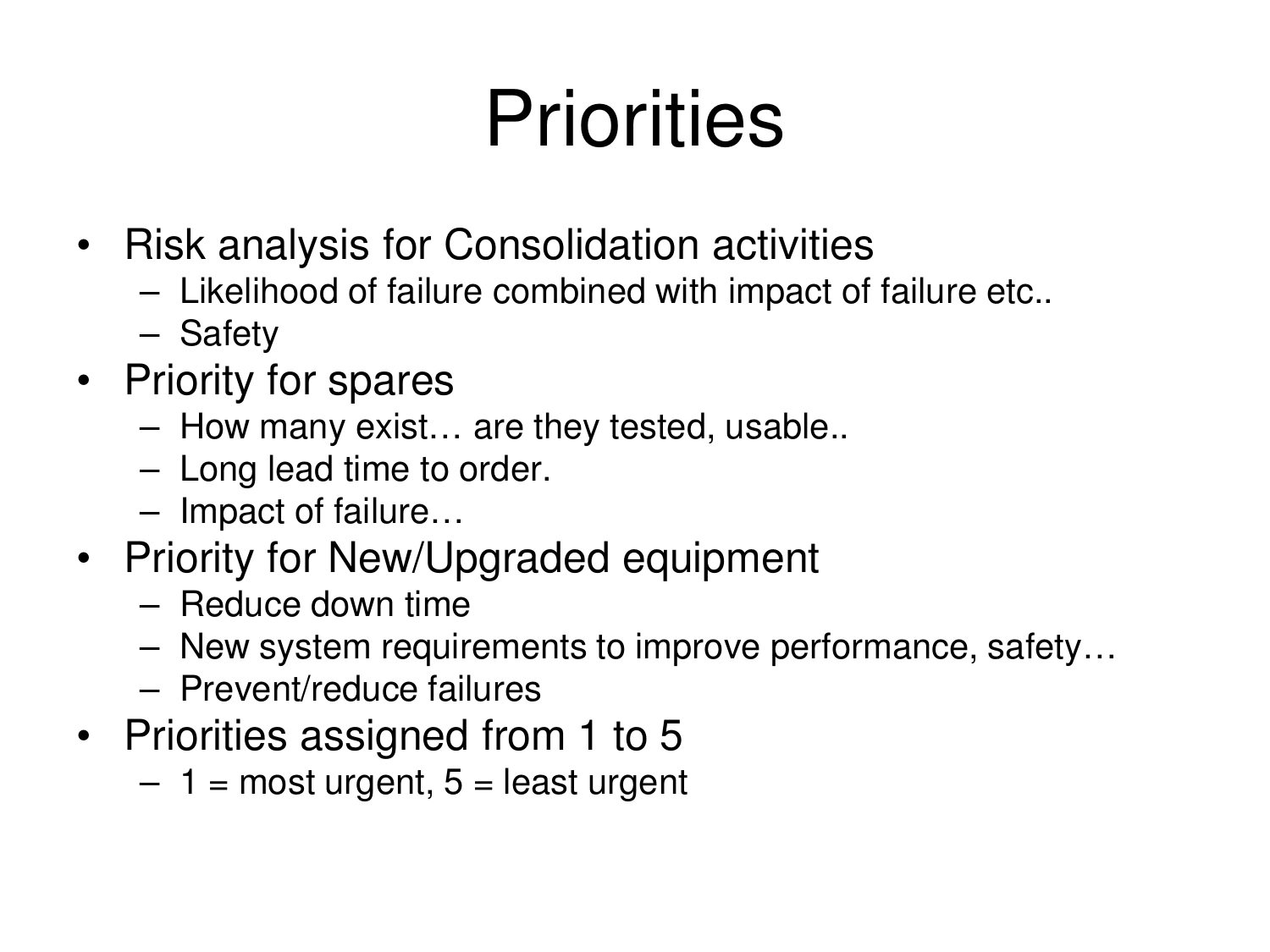# Priorities

- Risk analysis for Consolidation activities
  - Likelihood of failure combined with impact of failure etc..
  - Safety
- Priority for spares
  - How many exist… are they tested, usable..
  - Long lead time to order.
  - Impact of failure…
- Priority for New/Upgraded equipment
  - Reduce down time
  - New system requirements to improve performance, safety…
  - Prevent/reduce failures
- Priorities assigned from 1 to 5
  - 1 = most urgent, 5 = least urgent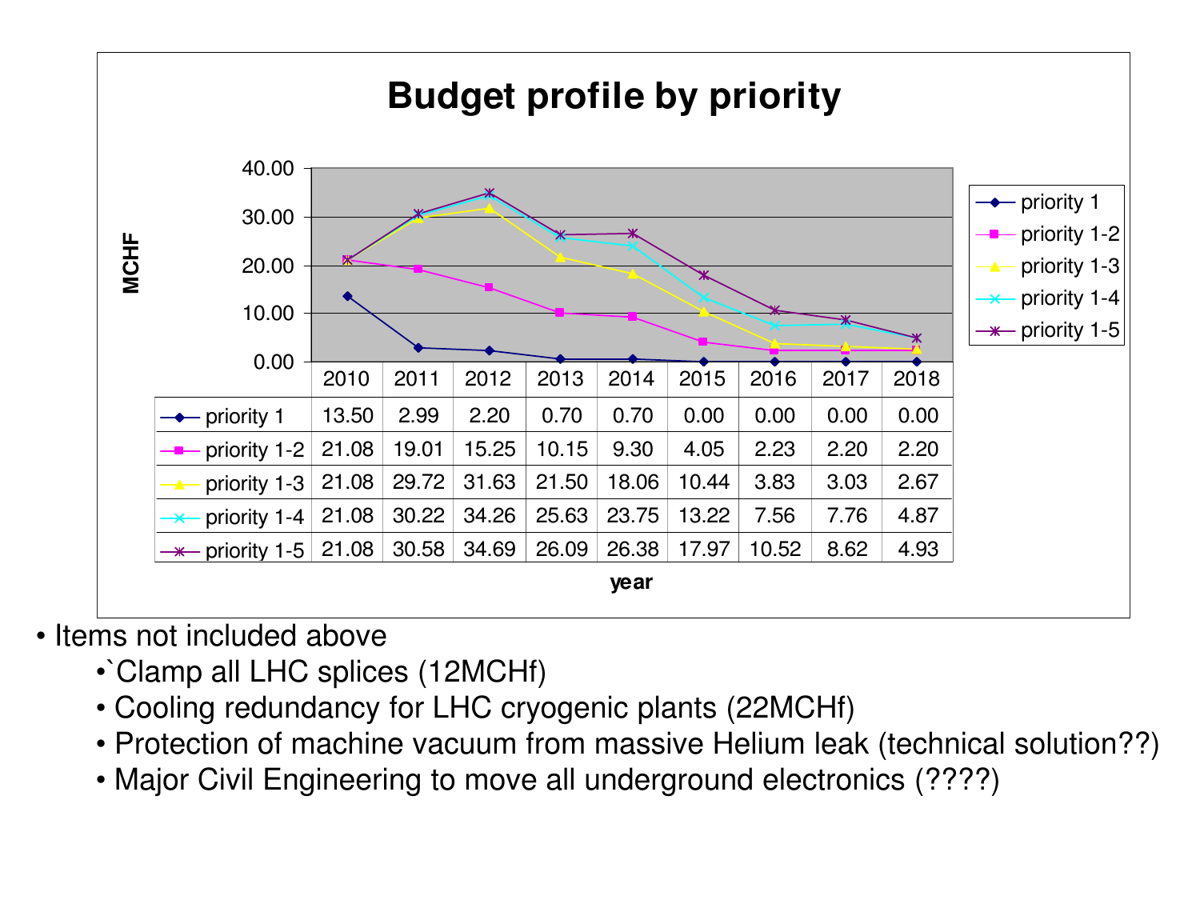## Budget profile by priority

MCHF

| | 2010 | 2011 | 2012 | 2013 | 2014 | 2015 | 2016 | 2017 | 2018 |
|---|---|---|---|---|---|---|---|---|---|
| priority 1 | 13.50 | 2.99 | 2.20 | 0.70 | 0.70 | 0.00 | 0.00 | 0.00 | 0.00 |
| priority 1-2 | 21.08 | 19.01 | 15.25 | 10.15 | 9.30 | 4.05 | 2.23 | 2.20 | 2.20 |
| priority 1-3 | 21.08 | 29.72 | 31.63 | 21.50 | 18.06 | 10.44 | 3.83 | 3.03 | 2.67 |
| priority 1-4 | 21.08 | 30.22 | 34.26 | 25.63 | 23.75 | 13.22 | 7.56 | 7.76 | 4.87 |
| priority 1-5 | 21.08 | 30.58 | 34.69 | 26.09 | 26.38 | 17.97 | 10.52 | 8.62 | 4.93 |

year

- Items not included above
  - `Clamp all LHC splices (12MCHf)
  - Cooling redundancy for LHC cryogenic plants (22MCHf)
  - Protection of machine vacuum from massive Helium leak (technical solution??)
  - Major Civil Engineering to move all underground electronics (????)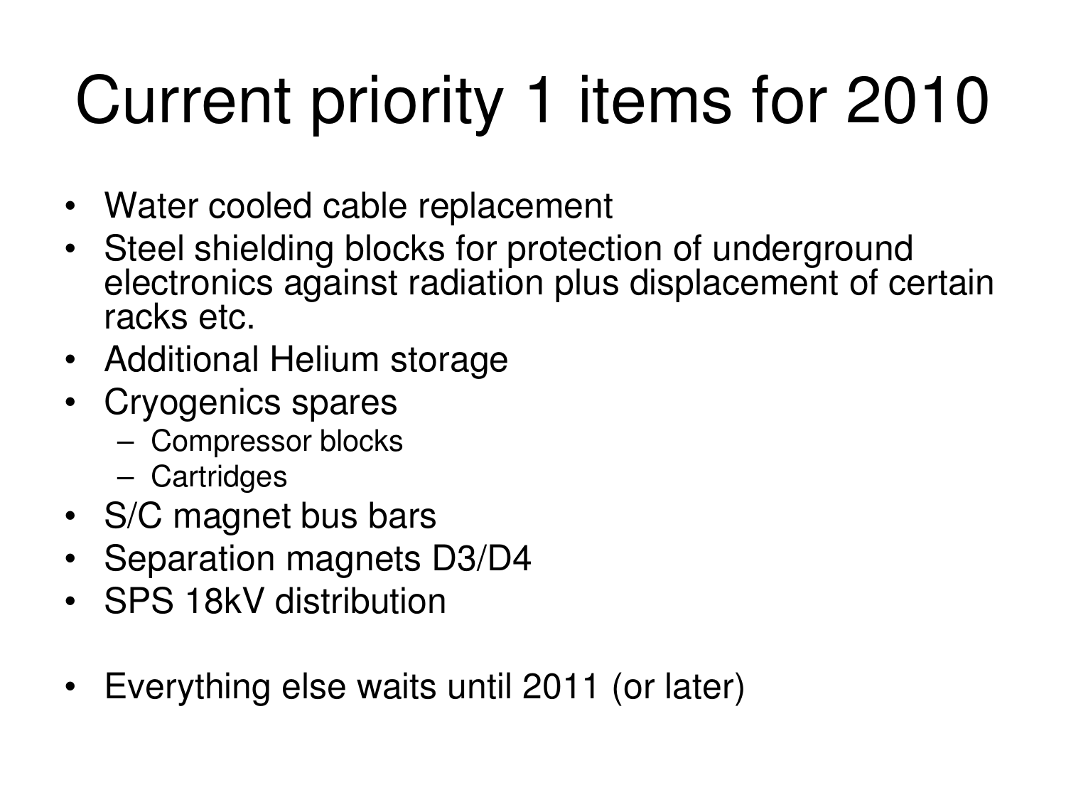# Current priority 1 items for 2010

- Water cooled cable replacement
- Steel shielding blocks for protection of underground electronics against radiation plus displacement of certain racks etc.
- Additional Helium storage
- Cryogenics spares
  - Compressor blocks
  - Cartridges
- S/C magnet bus bars
- Separation magnets D3/D4
- SPS 18kV distribution

- Everything else waits until 2011 (or later)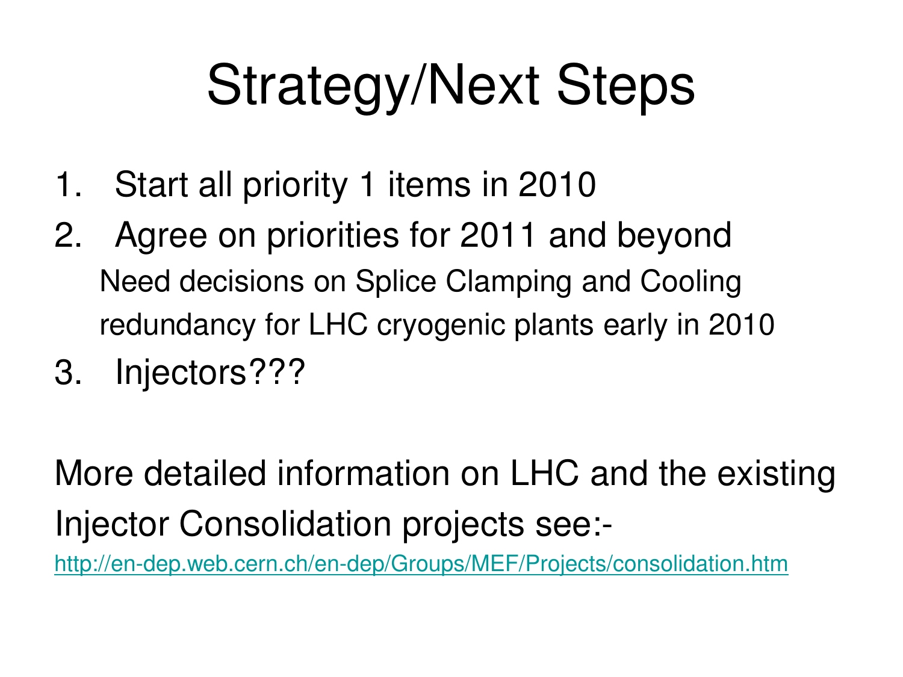# Strategy/Next Steps

1. Start all priority 1 items in 2010
2. Agree on priorities for 2011 and beyond

   Need decisions on Splice Clamping and Cooling redundancy for LHC cryogenic plants early in 2010
3. Injectors???

More detailed information on LHC and the existing Injector Consolidation projects see:-

http://en-dep.web.cern.ch/en-dep/Groups/MEF/Projects/consolidation.htm